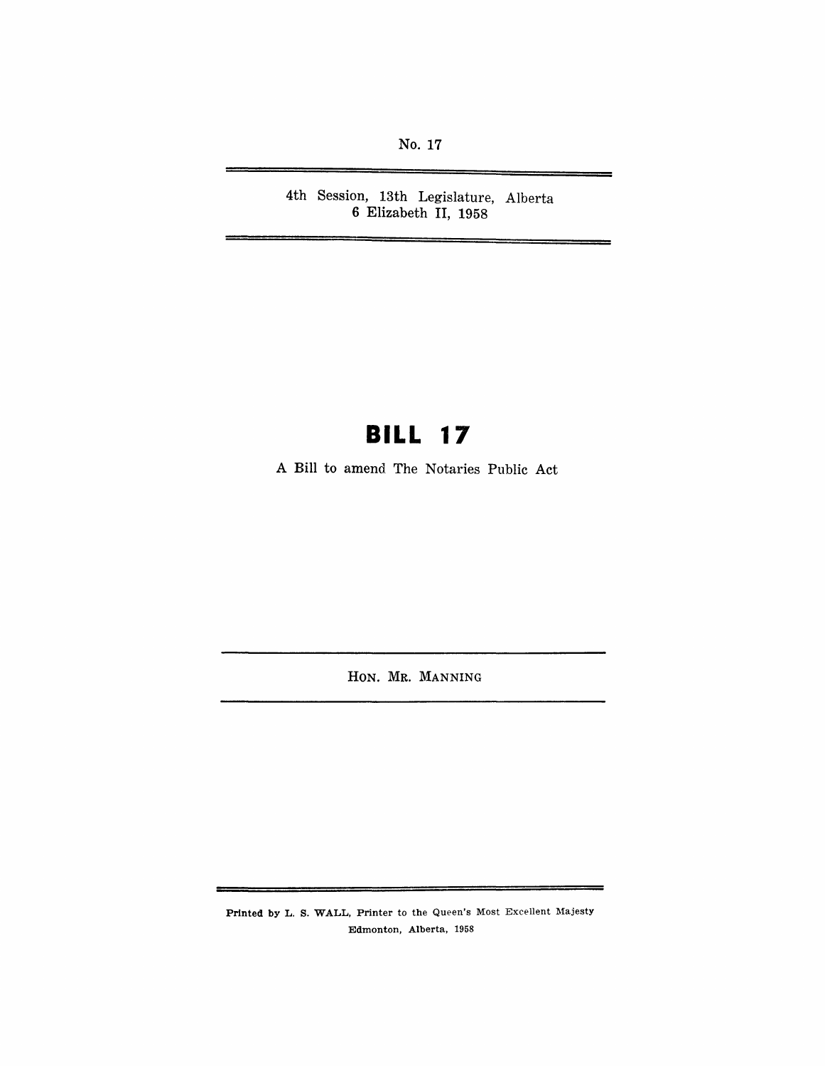No. 17

4th Session, 13th Legislature, Alberta
6 Elizabeth II, 1958

# BILL 17

A Bill to amend The Notaries Public Act

HON. MR. MANNING

Printed by L. S. WALL, Printer to the Queen's Most Excellent Majesty
Edmonton, Alberta, 1958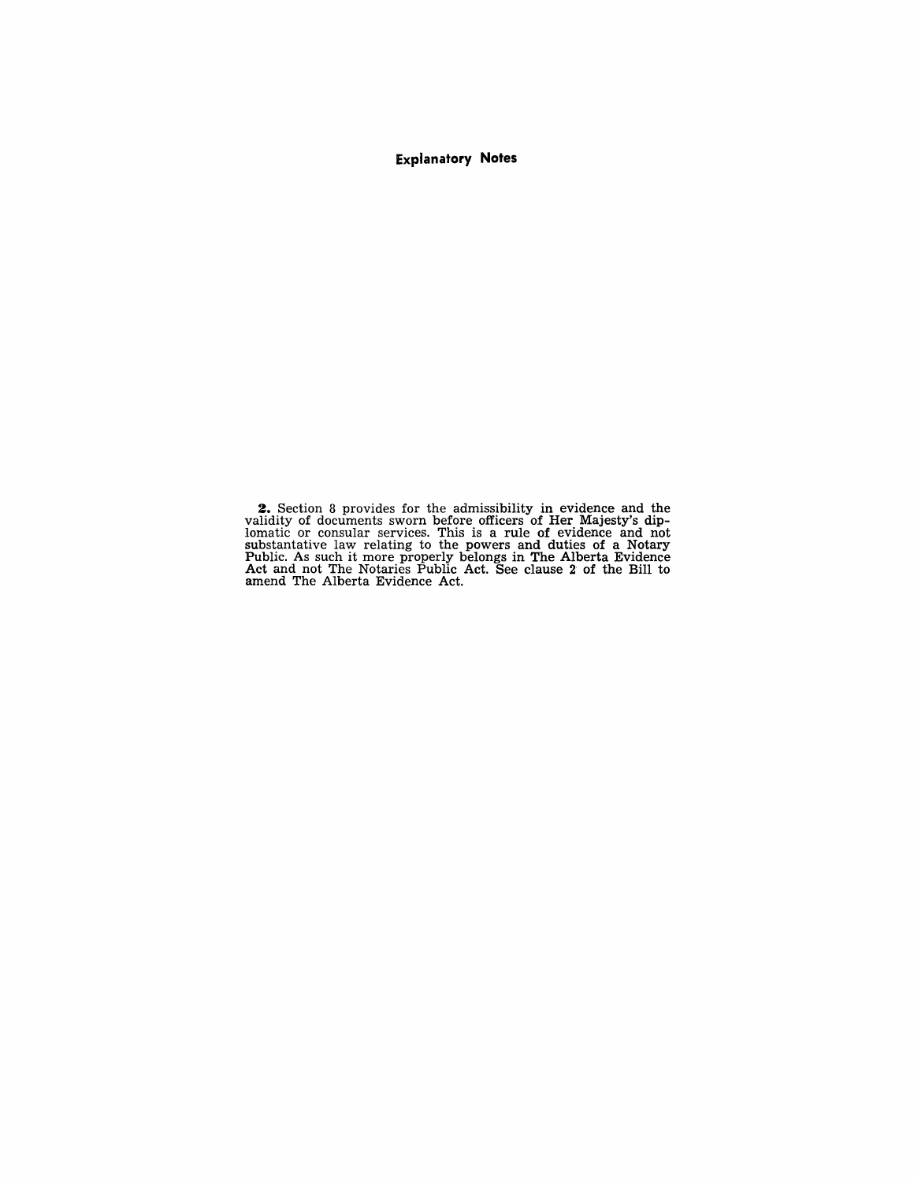# Explanatory Notes

**2.** Section 8 provides for the admissibility in evidence and the validity of documents sworn before officers of Her Majesty's diplomatic or consular services. This is a rule of evidence and not substantative law relating to the powers and duties of a Notary Public. As such it more properly belongs in The Alberta Evidence Act and not The Notaries Public Act. See clause 2 of the Bill to amend The Alberta Evidence Act.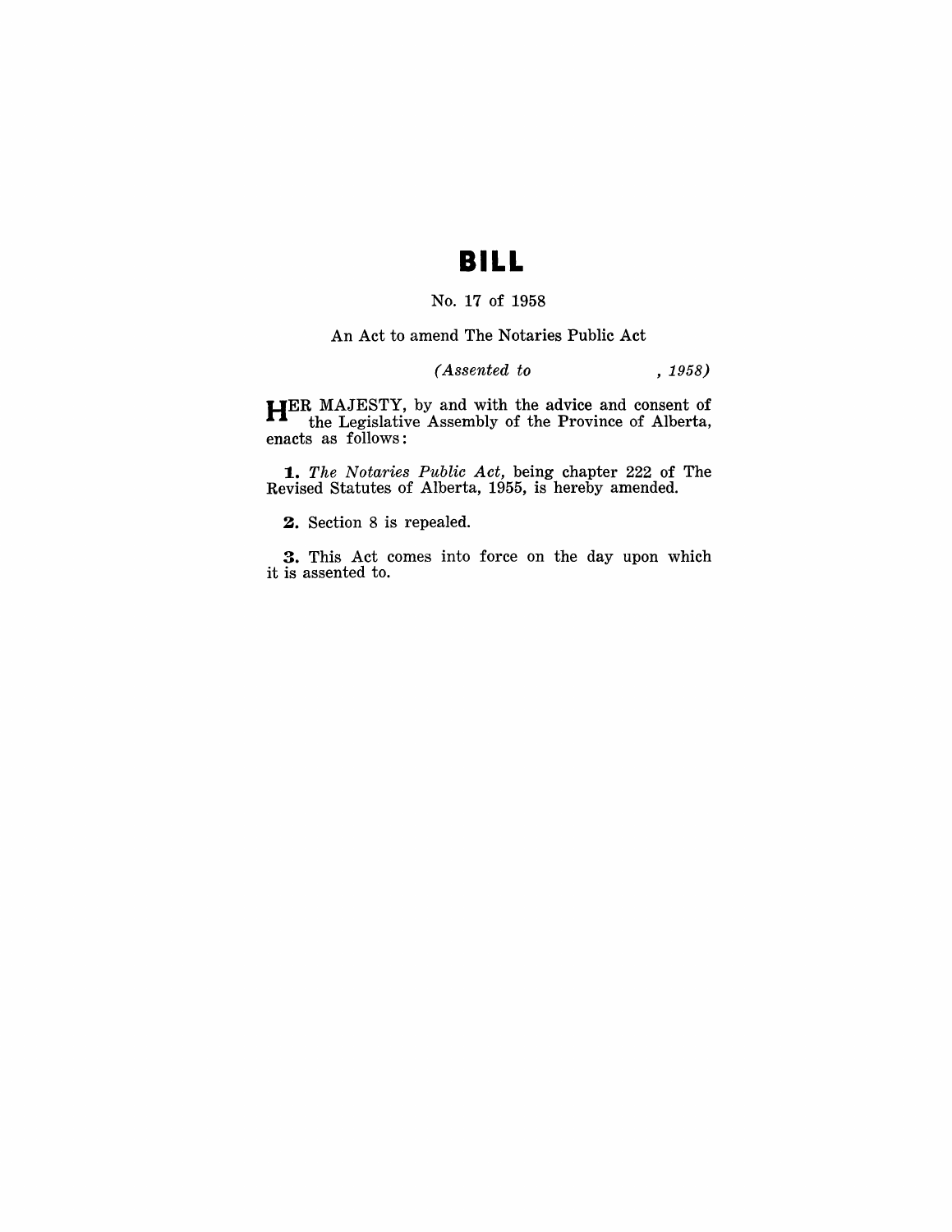# BILL

No. 17 of 1958

An Act to amend The Notaries Public Act

*(Assented to , 1958)*

HER MAJESTY, by and with the advice and consent of the Legislative Assembly of the Province of Alberta, enacts as follows:

**1.** *The Notaries Public Act,* being chapter 222 of The Revised Statutes of Alberta, 1955, is hereby amended.

**2.** Section 8 is repealed.

**3.** This Act comes into force on the day upon which it is assented to.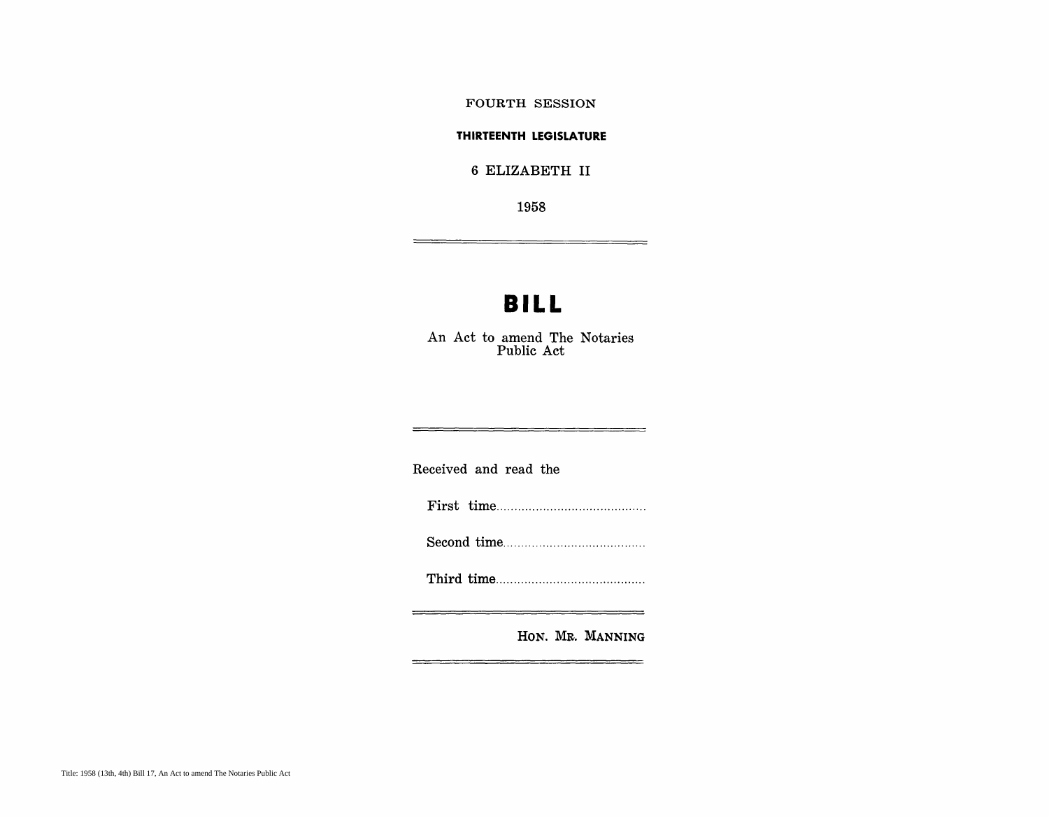FOURTH SESSION

**THIRTEENTH LEGISLATURE**

6 ELIZABETH II

1958

# BILL

An Act to amend The Notaries Public Act

Received and read the

First time..........................................

Second time........................................

Third time..........................................

HON. MR. MANNING

Title: 1958 (13th, 4th) Bill 17, An Act to amend The Notaries Public Act